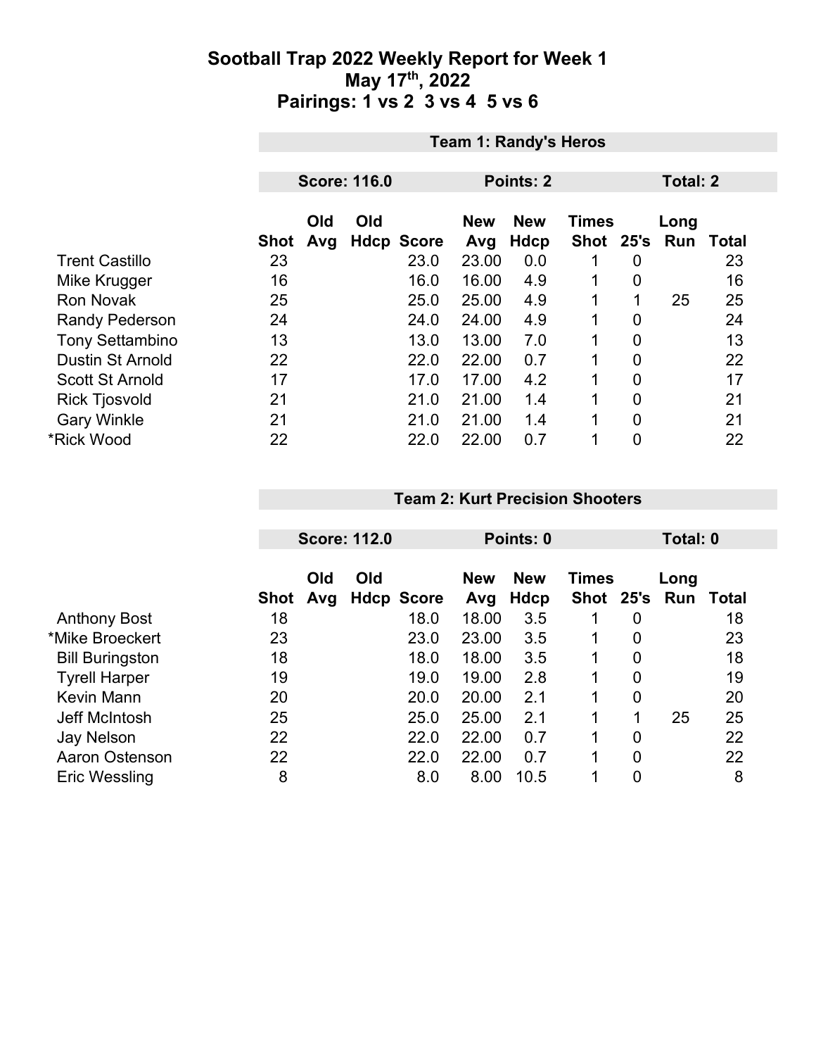# Sootball Trap 2022 Weekly Report for Week 1
## May 17th, 2022
## Pairings: 1 vs 2 3 vs 4 5 vs 6

### Team 1: Randy's Heros

**Score: 116.0** | **Points: 2** | **Total: 2**

| | Shot | Old Avg | Old Hdcp | Score | New Avg | New Hdcp | Times Shot | 25's | Long Run | Total |
|---|---|---|---|---|---|---|---|---|---|---|
| Trent Castillo | 23 | | | 23.0 | 23.00 | 0.0 | 1 | 0 | | 23 |
| Mike Krugger | 16 | | | 16.0 | 16.00 | 4.9 | 1 | 0 | | 16 |
| Ron Novak | 25 | | | 25.0 | 25.00 | 4.9 | 1 | 1 | 25 | 25 |
| Randy Pederson | 24 | | | 24.0 | 24.00 | 4.9 | 1 | 0 | | 24 |
| Tony Settambino | 13 | | | 13.0 | 13.00 | 7.0 | 1 | 0 | | 13 |
| Dustin St Arnold | 22 | | | 22.0 | 22.00 | 0.7 | 1 | 0 | | 22 |
| Scott St Arnold | 17 | | | 17.0 | 17.00 | 4.2 | 1 | 0 | | 17 |
| Rick Tjosvold | 21 | | | 21.0 | 21.00 | 1.4 | 1 | 0 | | 21 |
| Gary Winkle | 21 | | | 21.0 | 21.00 | 1.4 | 1 | 0 | | 21 |
| *Rick Wood | 22 | | | 22.0 | 22.00 | 0.7 | 1 | 0 | | 22 |

### Team 2: Kurt Precision Shooters

**Score: 112.0** | **Points: 0** | **Total: 0**

| | Shot | Old Avg | Old Hdcp | Score | New Avg | New Hdcp | Times Shot | 25's | Long Run | Total |
|---|---|---|---|---|---|---|---|---|---|---|
| Anthony Bost | 18 | | | 18.0 | 18.00 | 3.5 | 1 | 0 | | 18 |
| *Mike Broeckert | 23 | | | 23.0 | 23.00 | 3.5 | 1 | 0 | | 23 |
| Bill Buringston | 18 | | | 18.0 | 18.00 | 3.5 | 1 | 0 | | 18 |
| Tyrell Harper | 19 | | | 19.0 | 19.00 | 2.8 | 1 | 0 | | 19 |
| Kevin Mann | 20 | | | 20.0 | 20.00 | 2.1 | 1 | 0 | | 20 |
| Jeff McIntosh | 25 | | | 25.0 | 25.00 | 2.1 | 1 | 1 | 25 | 25 |
| Jay Nelson | 22 | | | 22.0 | 22.00 | 0.7 | 1 | 0 | | 22 |
| Aaron Ostenson | 22 | | | 22.0 | 22.00 | 0.7 | 1 | 0 | | 22 |
| Eric Wessling | 8 | | | 8.0 | 8.00 | 10.5 | 1 | 0 | | 8 |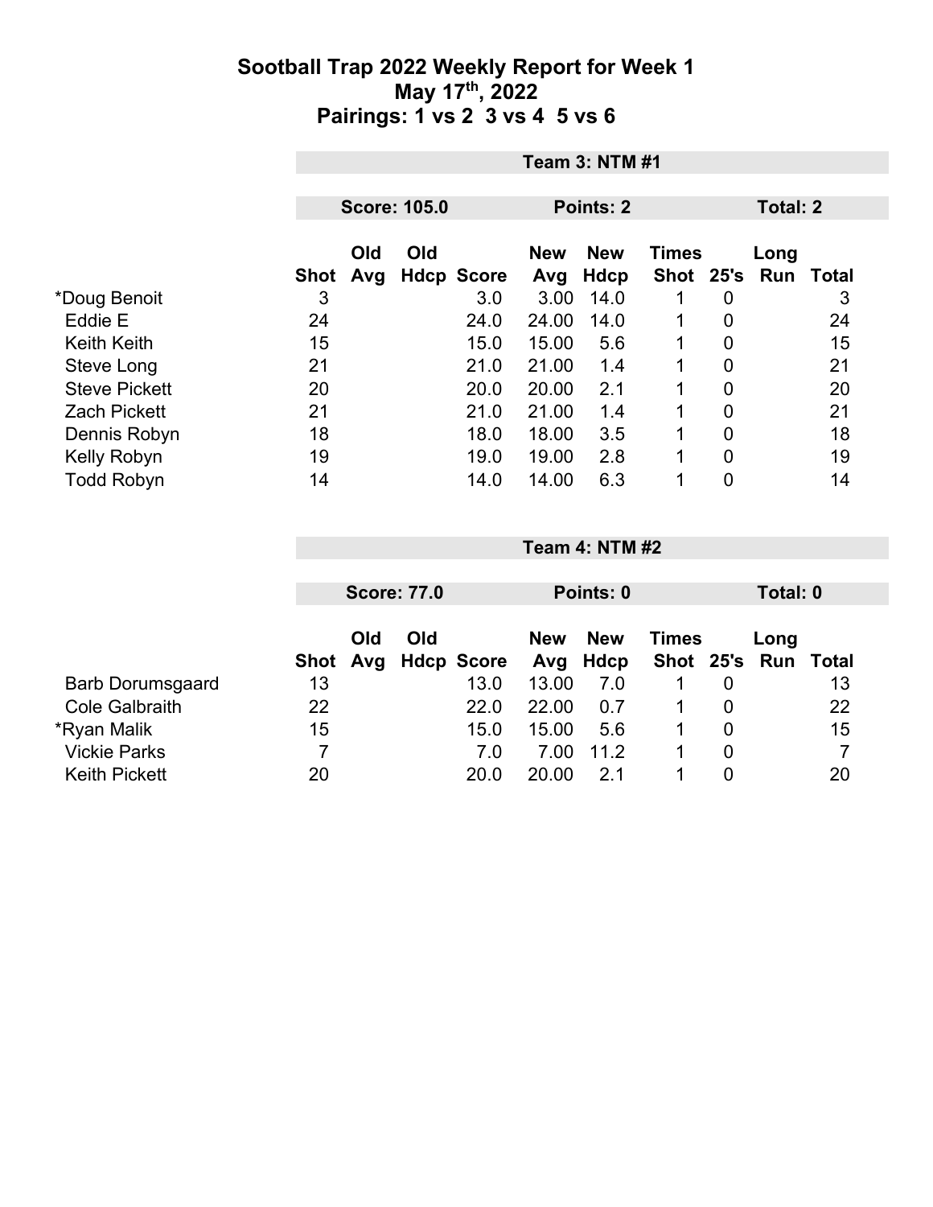# Sootball Trap 2022 Weekly Report for Week 1
## May 17th, 2022
## Pairings: 1 vs 2  3 vs 4  5 vs 6

**Team 3: NTM #1**

**Score: 105.0** | **Points: 2** | **Total: 2**

| | Shot | Old Avg | Old Hdcp | Score | New Avg | New Hdcp | Times Shot | 25's | Long Run | Total |
|---|---|---|---|---|---|---|---|---|---|---|
| *Doug Benoit | 3 | | | 3.0 | 3.00 | 14.0 | 1 | 0 | | 3 |
| Eddie E | 24 | | | 24.0 | 24.00 | 14.0 | 1 | 0 | | 24 |
| Keith Keith | 15 | | | 15.0 | 15.00 | 5.6 | 1 | 0 | | 15 |
| Steve Long | 21 | | | 21.0 | 21.00 | 1.4 | 1 | 0 | | 21 |
| Steve Pickett | 20 | | | 20.0 | 20.00 | 2.1 | 1 | 0 | | 20 |
| Zach Pickett | 21 | | | 21.0 | 21.00 | 1.4 | 1 | 0 | | 21 |
| Dennis Robyn | 18 | | | 18.0 | 18.00 | 3.5 | 1 | 0 | | 18 |
| Kelly Robyn | 19 | | | 19.0 | 19.00 | 2.8 | 1 | 0 | | 19 |
| Todd Robyn | 14 | | | 14.0 | 14.00 | 6.3 | 1 | 0 | | 14 |

**Team 4: NTM #2**

**Score: 77.0** | **Points: 0** | **Total: 0**

| | Shot | Old Avg | Old Hdcp | Score | New Avg | New Hdcp | Times Shot | 25's | Long Run | Total |
|---|---|---|---|---|---|---|---|---|---|---|
| Barb Dorumsgaard | 13 | | | 13.0 | 13.00 | 7.0 | 1 | 0 | | 13 |
| Cole Galbraith | 22 | | | 22.0 | 22.00 | 0.7 | 1 | 0 | | 22 |
| *Ryan Malik | 15 | | | 15.0 | 15.00 | 5.6 | 1 | 0 | | 15 |
| Vickie Parks | 7 | | | 7.0 | 7.00 | 11.2 | 1 | 0 | | 7 |
| Keith Pickett | 20 | | | 20.0 | 20.00 | 2.1 | 1 | 0 | | 20 |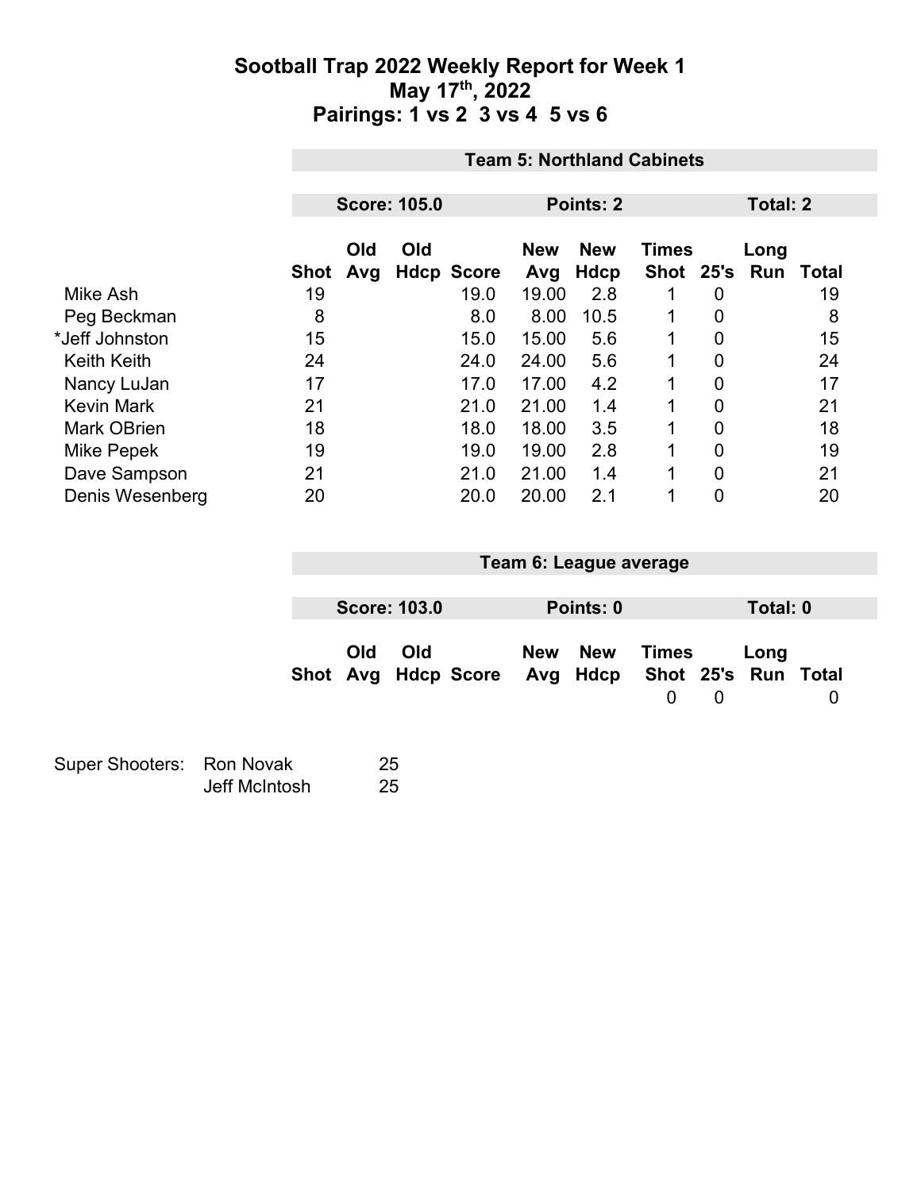# Sootball Trap 2022 Weekly Report for Week 1
## May 17th, 2022
## Pairings: 1 vs 2  3 vs 4  5 vs 6

### Team 5: Northland Cabinets

**Score: 105.0** | **Points: 2** | **Total: 2**

| | Shot | Old Avg | Old Hdcp | Score | New Avg | New Hdcp | Times Shot | 25's | Long Run | Total |
|---|---|---|---|---|---|---|---|---|---|---|
| Mike Ash | 19 | | | 19.0 | 19.00 | 2.8 | 1 | 0 | | 19 |
| Peg Beckman | 8 | | | 8.0 | 8.00 | 10.5 | 1 | 0 | | 8 |
| *Jeff Johnston | 15 | | | 15.0 | 15.00 | 5.6 | 1 | 0 | | 15 |
| Keith Keith | 24 | | | 24.0 | 24.00 | 5.6 | 1 | 0 | | 24 |
| Nancy LuJan | 17 | | | 17.0 | 17.00 | 4.2 | 1 | 0 | | 17 |
| Kevin Mark | 21 | | | 21.0 | 21.00 | 1.4 | 1 | 0 | | 21 |
| Mark OBrien | 18 | | | 18.0 | 18.00 | 3.5 | 1 | 0 | | 18 |
| Mike Pepek | 19 | | | 19.0 | 19.00 | 2.8 | 1 | 0 | | 19 |
| Dave Sampson | 21 | | | 21.0 | 21.00 | 1.4 | 1 | 0 | | 21 |
| Denis Wesenberg | 20 | | | 20.0 | 20.00 | 2.1 | 1 | 0 | | 20 |

### Team 6: League average

**Score: 103.0** | **Points: 0** | **Total: 0**

| | Shot | Old Avg | Old Hdcp | Score | New Avg | New Hdcp | Times Shot | 25's | Long Run | Total |
|---|---|---|---|---|---|---|---|---|---|---|
| | | | | | | | 0 | 0 | | 0 |

| Super Shooters: | | |
|---|---|---|
| | Ron Novak | 25 |
| | Jeff McIntosh | 25 |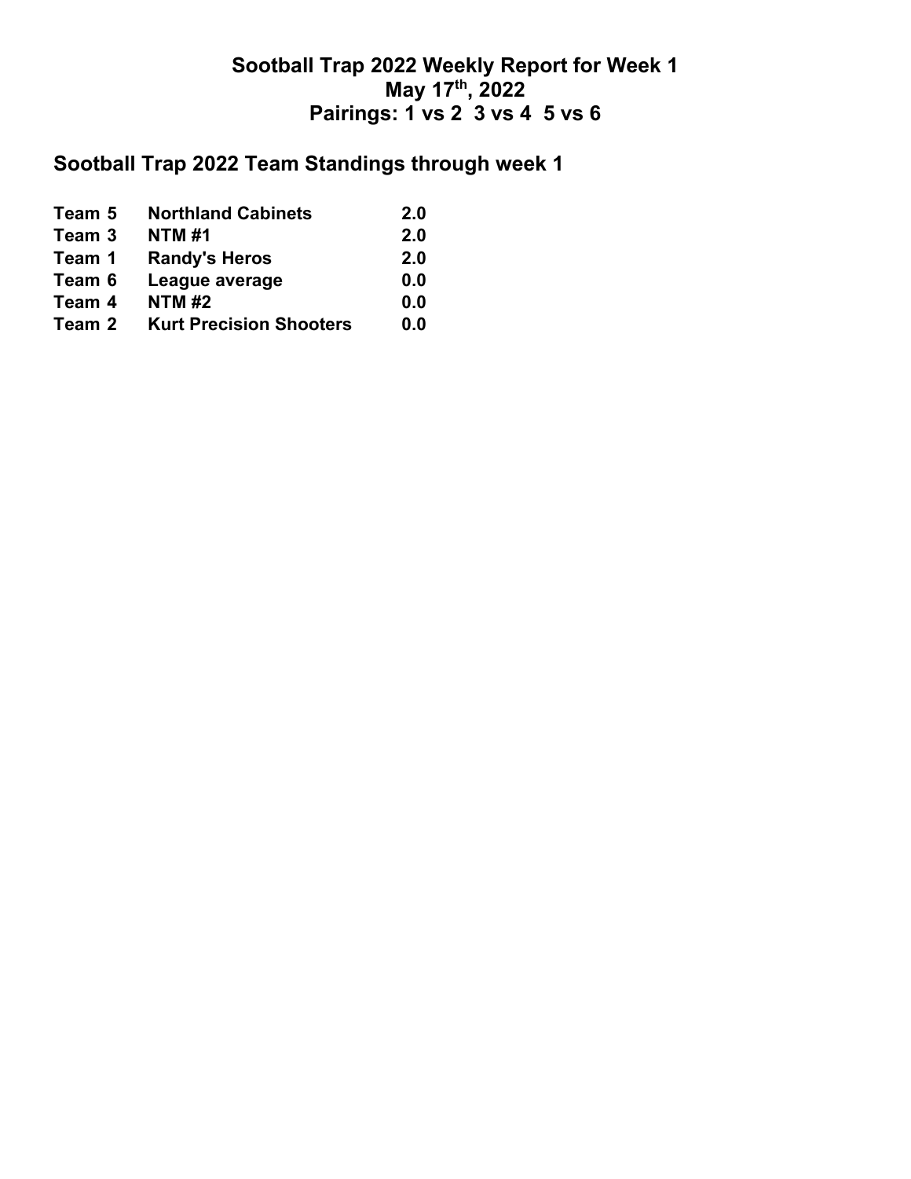# Sootball Trap 2022 Weekly Report for Week 1
# May 17th, 2022
# Pairings: 1 vs 2  3 vs 4  5 vs 6

## Sootball Trap 2022 Team Standings through week 1

| | | |
|---|---|---|
| **Team 5** | **Northland Cabinets** | **2.0** |
| **Team 3** | **NTM #1** | **2.0** |
| **Team 1** | **Randy's Heros** | **2.0** |
| **Team 6** | **League average** | **0.0** |
| **Team 4** | **NTM #2** | **0.0** |
| **Team 2** | **Kurt Precision Shooters** | **0.0** |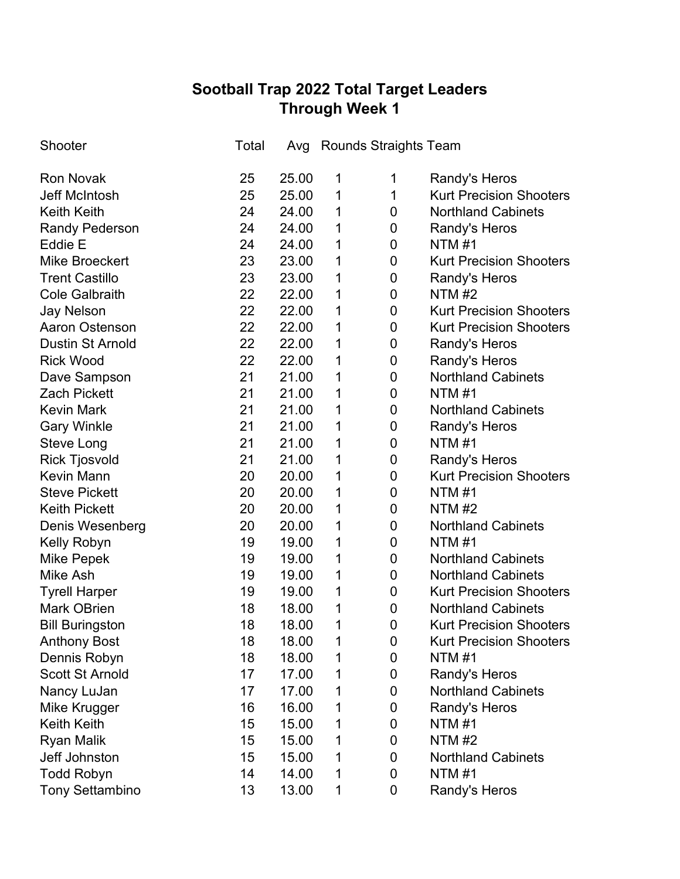# Sootball Trap 2022 Total Target Leaders
## Through Week 1

| Shooter | Total | Avg | Rounds | Straights | Team |
|---|---|---|---|---|---|
| Ron Novak | 25 | 25.00 | 1 | 1 | Randy's Heros |
| Jeff McIntosh | 25 | 25.00 | 1 | 1 | Kurt Precision Shooters |
| Keith Keith | 24 | 24.00 | 1 | 0 | Northland Cabinets |
| Randy Pederson | 24 | 24.00 | 1 | 0 | Randy's Heros |
| Eddie E | 24 | 24.00 | 1 | 0 | NTM #1 |
| Mike Broeckert | 23 | 23.00 | 1 | 0 | Kurt Precision Shooters |
| Trent Castillo | 23 | 23.00 | 1 | 0 | Randy's Heros |
| Cole Galbraith | 22 | 22.00 | 1 | 0 | NTM #2 |
| Jay Nelson | 22 | 22.00 | 1 | 0 | Kurt Precision Shooters |
| Aaron Ostenson | 22 | 22.00 | 1 | 0 | Kurt Precision Shooters |
| Dustin St Arnold | 22 | 22.00 | 1 | 0 | Randy's Heros |
| Rick Wood | 22 | 22.00 | 1 | 0 | Randy's Heros |
| Dave Sampson | 21 | 21.00 | 1 | 0 | Northland Cabinets |
| Zach Pickett | 21 | 21.00 | 1 | 0 | NTM #1 |
| Kevin Mark | 21 | 21.00 | 1 | 0 | Northland Cabinets |
| Gary Winkle | 21 | 21.00 | 1 | 0 | Randy's Heros |
| Steve Long | 21 | 21.00 | 1 | 0 | NTM #1 |
| Rick Tjosvold | 21 | 21.00 | 1 | 0 | Randy's Heros |
| Kevin Mann | 20 | 20.00 | 1 | 0 | Kurt Precision Shooters |
| Steve Pickett | 20 | 20.00 | 1 | 0 | NTM #1 |
| Keith Pickett | 20 | 20.00 | 1 | 0 | NTM #2 |
| Denis Wesenberg | 20 | 20.00 | 1 | 0 | Northland Cabinets |
| Kelly Robyn | 19 | 19.00 | 1 | 0 | NTM #1 |
| Mike Pepek | 19 | 19.00 | 1 | 0 | Northland Cabinets |
| Mike Ash | 19 | 19.00 | 1 | 0 | Northland Cabinets |
| Tyrell Harper | 19 | 19.00 | 1 | 0 | Kurt Precision Shooters |
| Mark OBrien | 18 | 18.00 | 1 | 0 | Northland Cabinets |
| Bill Buringston | 18 | 18.00 | 1 | 0 | Kurt Precision Shooters |
| Anthony Bost | 18 | 18.00 | 1 | 0 | Kurt Precision Shooters |
| Dennis Robyn | 18 | 18.00 | 1 | 0 | NTM #1 |
| Scott St Arnold | 17 | 17.00 | 1 | 0 | Randy's Heros |
| Nancy LuJan | 17 | 17.00 | 1 | 0 | Northland Cabinets |
| Mike Krugger | 16 | 16.00 | 1 | 0 | Randy's Heros |
| Keith Keith | 15 | 15.00 | 1 | 0 | NTM #1 |
| Ryan Malik | 15 | 15.00 | 1 | 0 | NTM #2 |
| Jeff Johnston | 15 | 15.00 | 1 | 0 | Northland Cabinets |
| Todd Robyn | 14 | 14.00 | 1 | 0 | NTM #1 |
| Tony Settambino | 13 | 13.00 | 1 | 0 | Randy's Heros |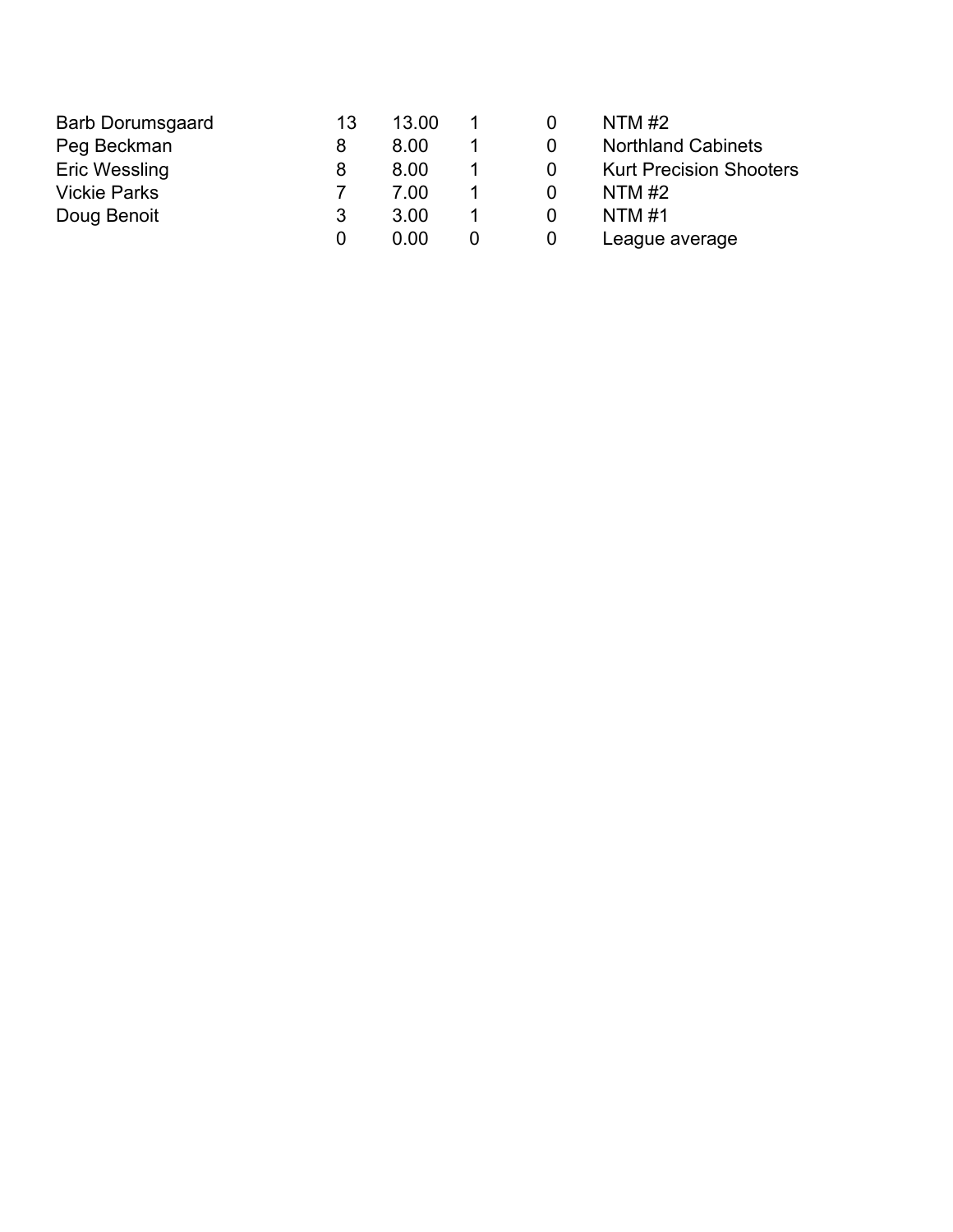| | | | | | |
|---|---|---|---|---|---|
| Barb Dorumsgaard | 13 | 13.00 | 1 | 0 | NTM #2 |
| Peg Beckman | 8 | 8.00 | 1 | 0 | Northland Cabinets |
| Eric Wessling | 8 | 8.00 | 1 | 0 | Kurt Precision Shooters |
| Vickie Parks | 7 | 7.00 | 1 | 0 | NTM #2 |
| Doug Benoit | 3 | 3.00 | 1 | 0 | NTM #1 |
| | 0 | 0.00 | 0 | 0 | League average |